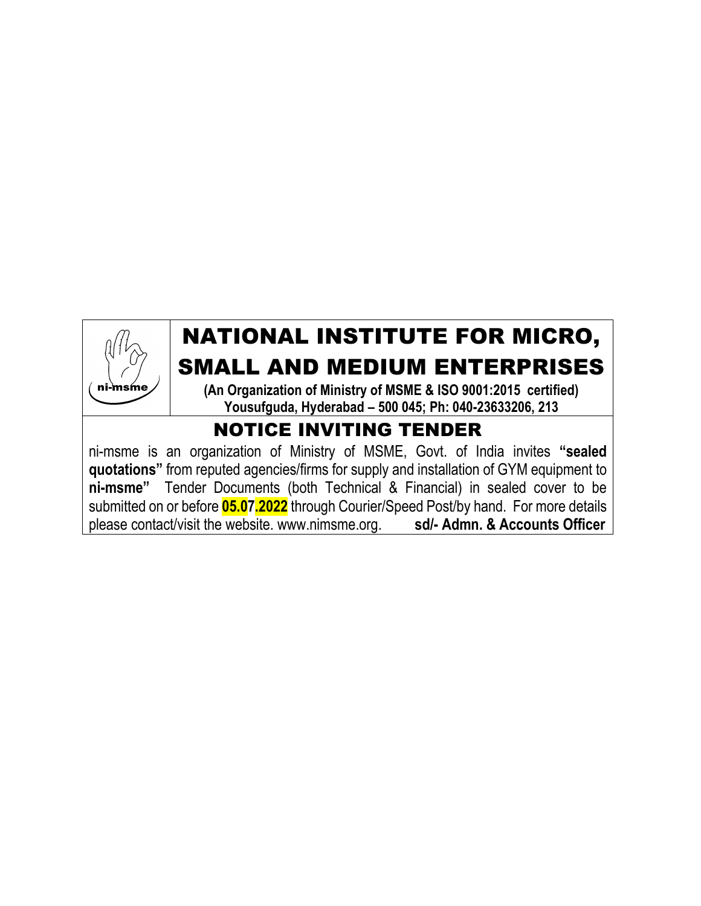ni-msme

# NATIONAL INSTITUTE FOR MICRO, SMALL AND MEDIUM ENTERPRISES

**(An Organization of Ministry of MSME & ISO 9001:2015 certified)**
**Yousufguda, Hyderabad – 500 045; Ph: 040-23633206, 213**

## NOTICE INVITING TENDER

ni-msme is an organization of Ministry of MSME, Govt. of India invites **"sealed quotations"** from reputed agencies/firms for supply and installation of GYM equipment to **ni-msme"** Tender Documents (both Technical & Financial) in sealed cover to be submitted on or before **05.07.2022** through Courier/Speed Post/by hand. For more details please contact/visit the website. www.nimsme.org. **sd/- Admn. & Accounts Officer**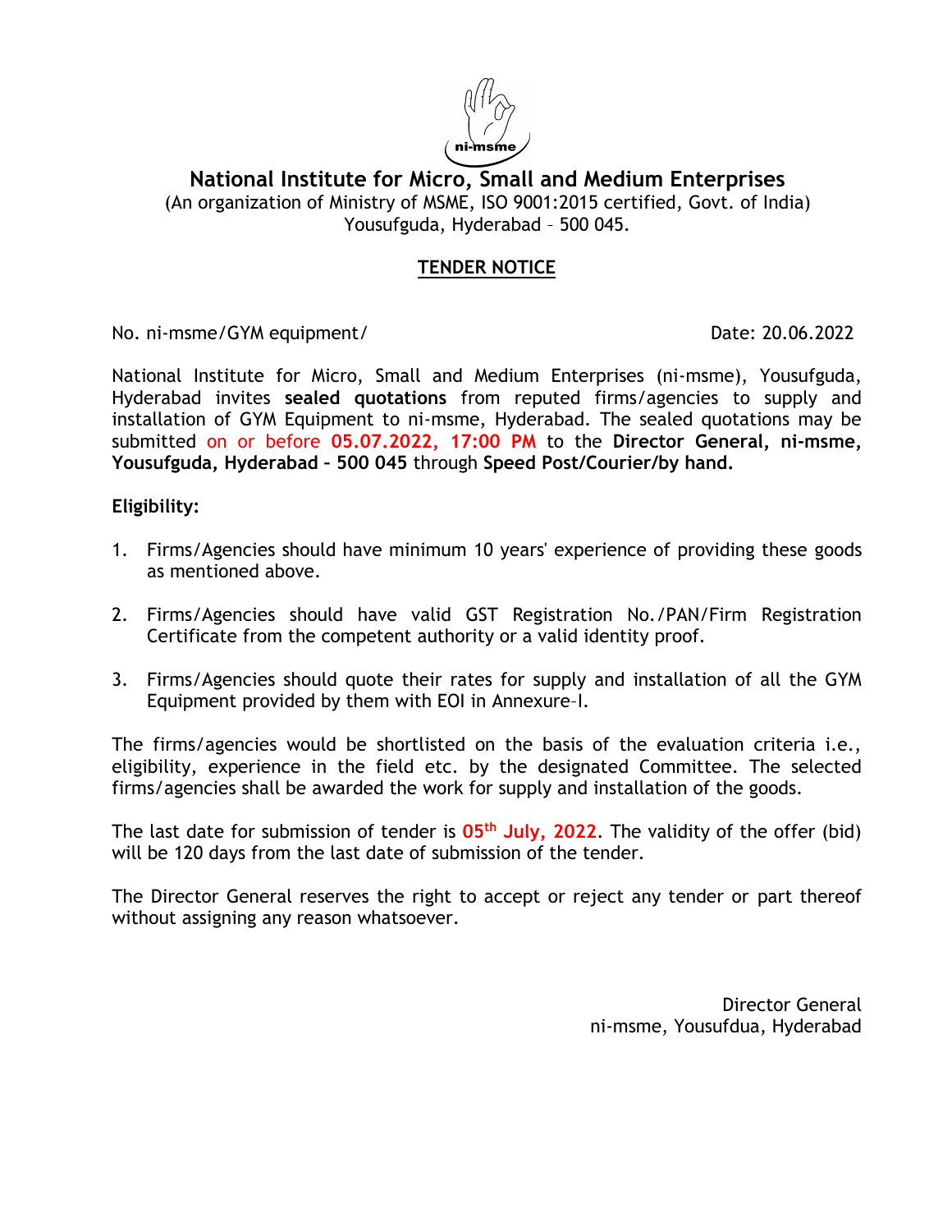# National Institute for Micro, Small and Medium Enterprises

(An organization of Ministry of MSME, ISO 9001:2015 certified, Govt. of India)
Yousufguda, Hyderabad – 500 045.

## TENDER NOTICE

No. ni-msme/GYM equipment/ Date: 20.06.2022

National Institute for Micro, Small and Medium Enterprises (ni-msme), Yousufguda, Hyderabad invites **sealed quotations** from reputed firms/agencies to supply and installation of GYM Equipment to ni-msme, Hyderabad. The sealed quotations may be submitted on or before **05.07.2022, 17:00 PM** to the **Director General, ni-msme, Yousufguda, Hyderabad – 500 045** through **Speed Post/Courier/by hand.**

**Eligibility:**

1. Firms/Agencies should have minimum 10 years' experience of providing these goods as mentioned above.
2. Firms/Agencies should have valid GST Registration No./PAN/Firm Registration Certificate from the competent authority or a valid identity proof.
3. Firms/Agencies should quote their rates for supply and installation of all the GYM Equipment provided by them with EOI in Annexure–I.

The firms/agencies would be shortlisted on the basis of the evaluation criteria i.e., eligibility, experience in the field etc. by the designated Committee. The selected firms/agencies shall be awarded the work for supply and installation of the goods.

The last date for submission of tender is **05th July, 2022**. The validity of the offer (bid) will be 120 days from the last date of submission of the tender.

The Director General reserves the right to accept or reject any tender or part thereof without assigning any reason whatsoever.

Director General
ni-msme, Yousufdua, Hyderabad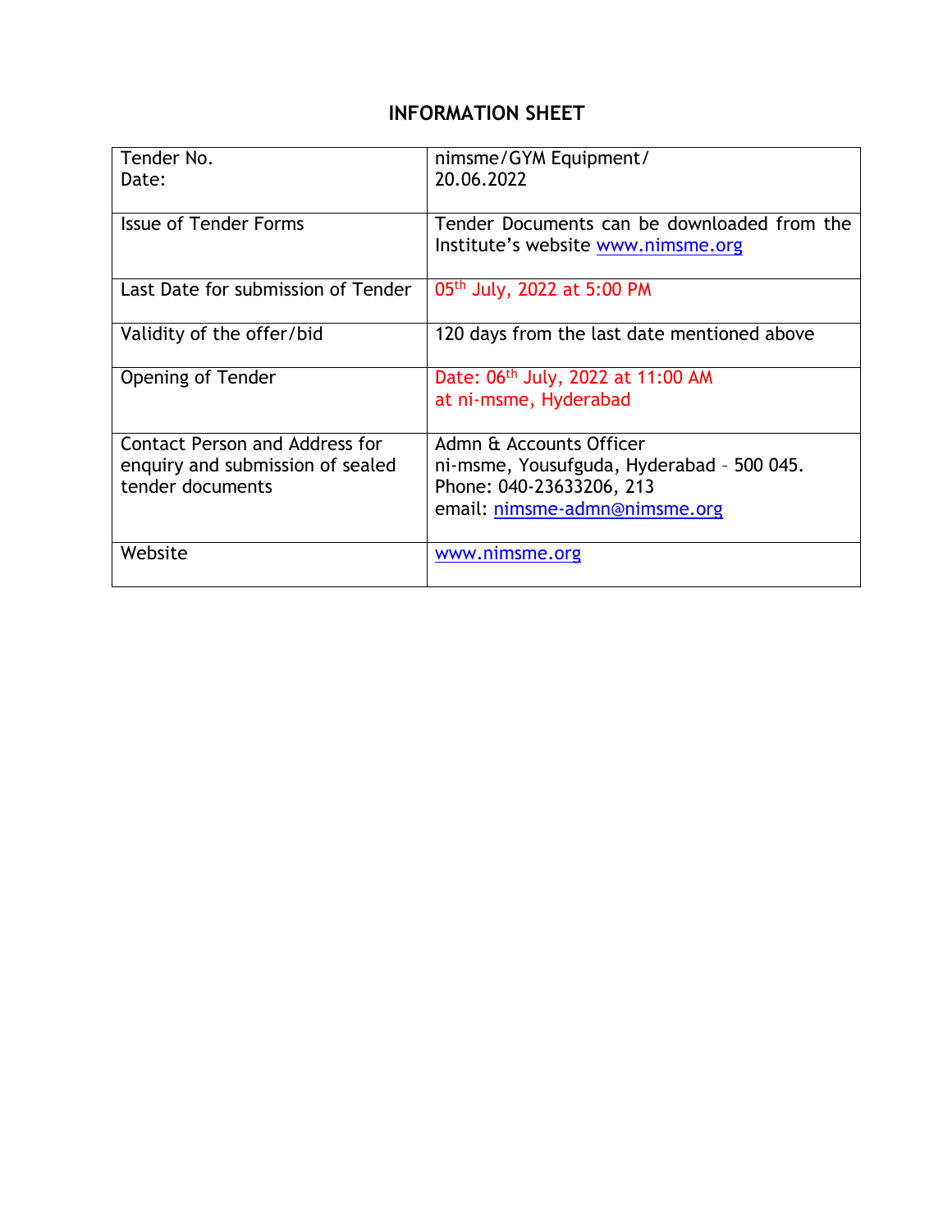# INFORMATION SHEET

| | |
|---|---|
| Tender No.<br>Date: | nimsme/GYM Equipment/<br>20.06.2022 |
| Issue of Tender Forms | Tender Documents can be downloaded from the Institute's website www.nimsme.org |
| Last Date for submission of Tender | 05th July, 2022 at 5:00 PM |
| Validity of the offer/bid | 120 days from the last date mentioned above |
| Opening of Tender | Date: 06th July, 2022 at 11:00 AM<br>at ni-msme, Hyderabad |
| Contact Person and Address for enquiry and submission of sealed tender documents | Admn & Accounts Officer<br>ni-msme, Yousufguda, Hyderabad – 500 045.<br>Phone: 040-23633206, 213<br>email: nimsme-admn@nimsme.org |
| Website | www.nimsme.org |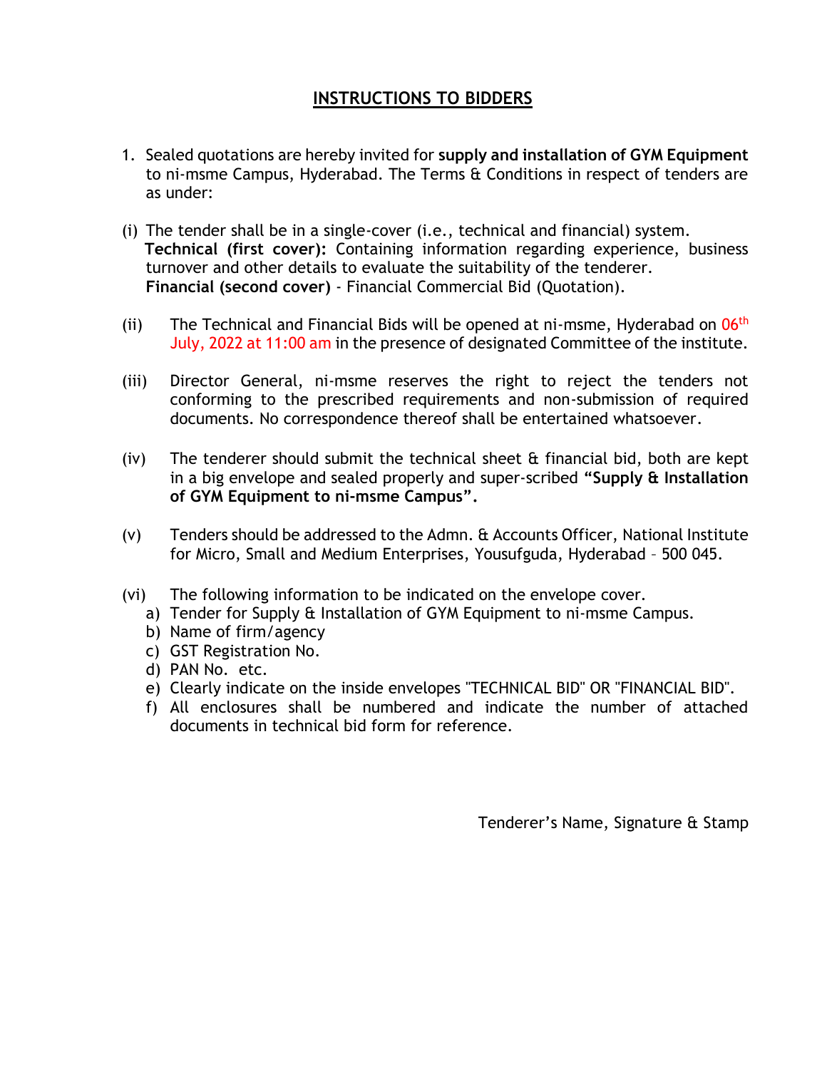## INSTRUCTIONS TO BIDDERS

1. Sealed quotations are hereby invited for **supply and installation of GYM Equipment** to ni-msme Campus, Hyderabad. The Terms & Conditions in respect of tenders are as under:

(i) The tender shall be in a single-cover (i.e., technical and financial) system.
**Technical (first cover):** Containing information regarding experience, business turnover and other details to evaluate the suitability of the tenderer.
**Financial (second cover)** - Financial Commercial Bid (Quotation).

(ii) The Technical and Financial Bids will be opened at ni-msme, Hyderabad on 06th July, 2022 at 11:00 am in the presence of designated Committee of the institute.

(iii) Director General, ni-msme reserves the right to reject the tenders not conforming to the prescribed requirements and non-submission of required documents. No correspondence thereof shall be entertained whatsoever.

(iv) The tenderer should submit the technical sheet & financial bid, both are kept in a big envelope and sealed properly and super-scribed **"Supply & Installation of GYM Equipment to ni-msme Campus".**

(v) Tenders should be addressed to the Admn. & Accounts Officer, National Institute for Micro, Small and Medium Enterprises, Yousufguda, Hyderabad – 500 045.

(vi) The following information to be indicated on the envelope cover.
   a) Tender for Supply & Installation of GYM Equipment to ni-msme Campus.
   b) Name of firm/agency
   c) GST Registration No.
   d) PAN No. etc.
   e) Clearly indicate on the inside envelopes "TECHNICAL BID" OR "FINANCIAL BID".
   f) All enclosures shall be numbered and indicate the number of attached documents in technical bid form for reference.

Tenderer's Name, Signature & Stamp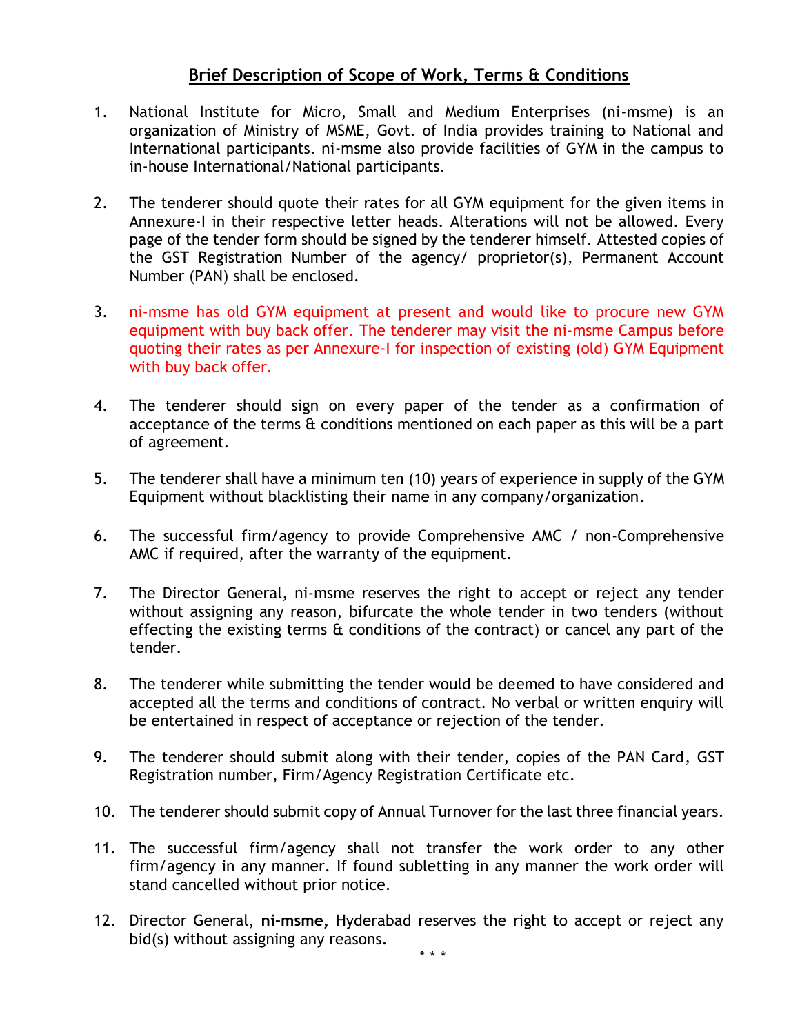## Brief Description of Scope of Work, Terms & Conditions

1. National Institute for Micro, Small and Medium Enterprises (ni-msme) is an organization of Ministry of MSME, Govt. of India provides training to National and International participants. ni-msme also provide facilities of GYM in the campus to in-house International/National participants.

2. The tenderer should quote their rates for all GYM equipment for the given items in Annexure-I in their respective letter heads. Alterations will not be allowed. Every page of the tender form should be signed by the tenderer himself. Attested copies of the GST Registration Number of the agency/ proprietor(s), Permanent Account Number (PAN) shall be enclosed.

3. ni-msme has old GYM equipment at present and would like to procure new GYM equipment with buy back offer. The tenderer may visit the ni-msme Campus before quoting their rates as per Annexure-I for inspection of existing (old) GYM Equipment with buy back offer.

4. The tenderer should sign on every paper of the tender as a confirmation of acceptance of the terms & conditions mentioned on each paper as this will be a part of agreement.

5. The tenderer shall have a minimum ten (10) years of experience in supply of the GYM Equipment without blacklisting their name in any company/organization.

6. The successful firm/agency to provide Comprehensive AMC / non-Comprehensive AMC if required, after the warranty of the equipment.

7. The Director General, ni-msme reserves the right to accept or reject any tender without assigning any reason, bifurcate the whole tender in two tenders (without effecting the existing terms & conditions of the contract) or cancel any part of the tender.

8. The tenderer while submitting the tender would be deemed to have considered and accepted all the terms and conditions of contract. No verbal or written enquiry will be entertained in respect of acceptance or rejection of the tender.

9. The tenderer should submit along with their tender, copies of the PAN Card, GST Registration number, Firm/Agency Registration Certificate etc.

10. The tenderer should submit copy of Annual Turnover for the last three financial years.

11. The successful firm/agency shall not transfer the work order to any other firm/agency in any manner. If found subletting in any manner the work order will stand cancelled without prior notice.

12. Director General, **ni-msme,** Hyderabad reserves the right to accept or reject any bid(s) without assigning any reasons.

\* \* \*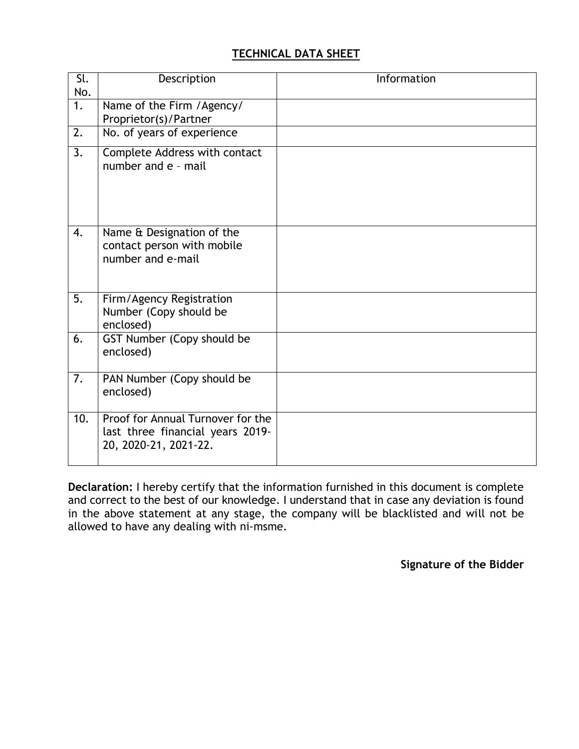## TECHNICAL DATA SHEET

| Sl. No. | Description | Information |
|---|---|---|
| 1. | Name of the Firm /Agency/ Proprietor(s)/Partner | |
| 2. | No. of years of experience | |
| 3. | Complete Address with contact number and e – mail | |
| 4. | Name & Designation of the contact person with mobile number and e-mail | |
| 5. | Firm/Agency Registration Number (Copy should be enclosed) | |
| 6. | GST Number (Copy should be enclosed) | |
| 7. | PAN Number (Copy should be enclosed) | |
| 10. | Proof for Annual Turnover for the last three financial years 2019-20, 2020-21, 2021-22. | |

**Declaration:** I hereby certify that the information furnished in this document is complete and correct to the best of our knowledge. I understand that in case any deviation is found in the above statement at any stage, the company will be blacklisted and will not be allowed to have any dealing with ni-msme.

**Signature of the Bidder**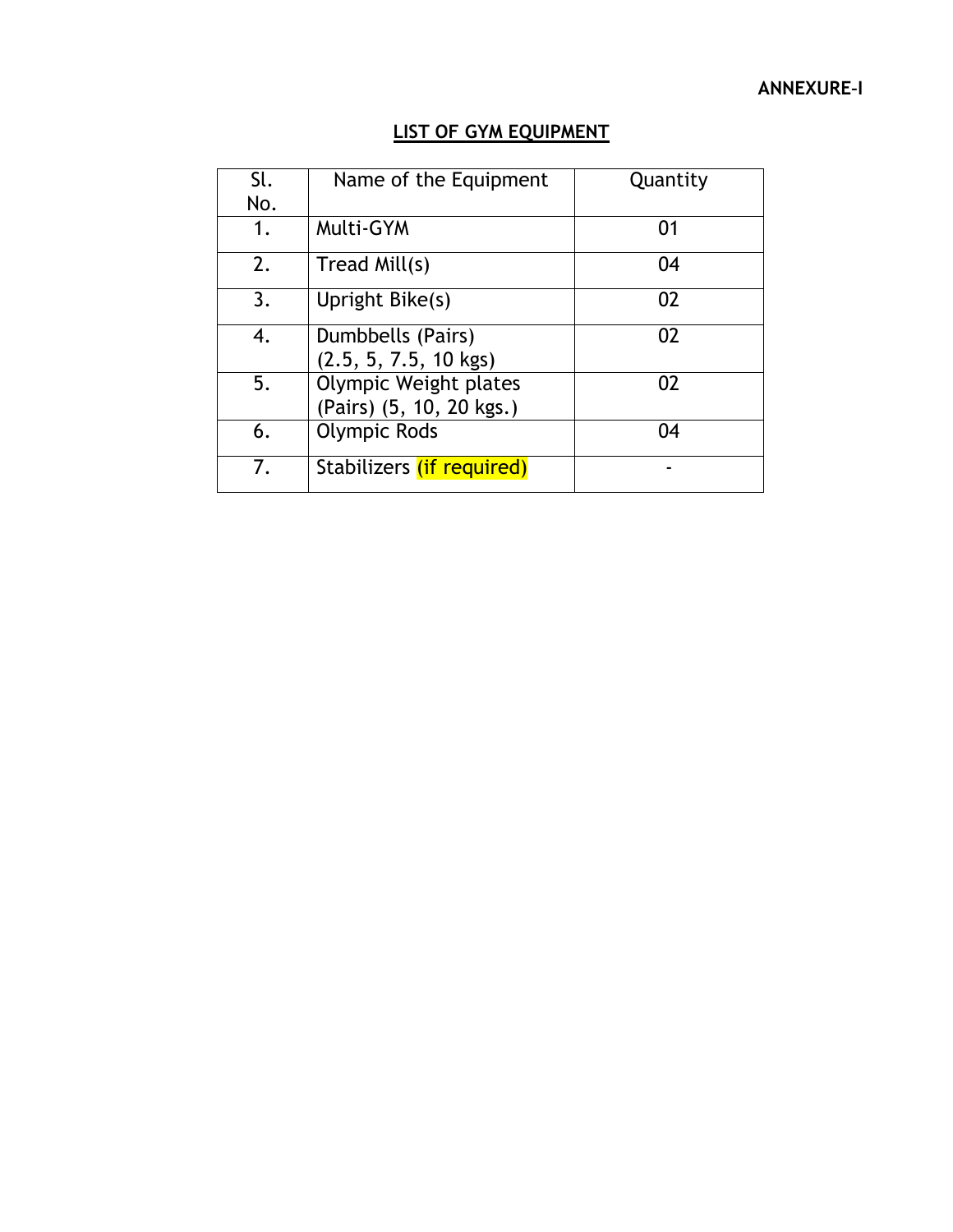**ANNEXURE–I**

## LIST OF GYM EQUIPMENT

| Sl. No. | Name of the Equipment | Quantity |
|---|---|---|
| 1. | Multi-GYM | 01 |
| 2. | Tread Mill(s) | 04 |
| 3. | Upright Bike(s) | 02 |
| 4. | Dumbbells (Pairs) (2.5, 5, 7.5, 10 kgs) | 02 |
| 5. | Olympic Weight plates (Pairs) (5, 10, 20 kgs.) | 02 |
| 6. | Olympic Rods | 04 |
| 7. | Stabilizers (if required) | - |